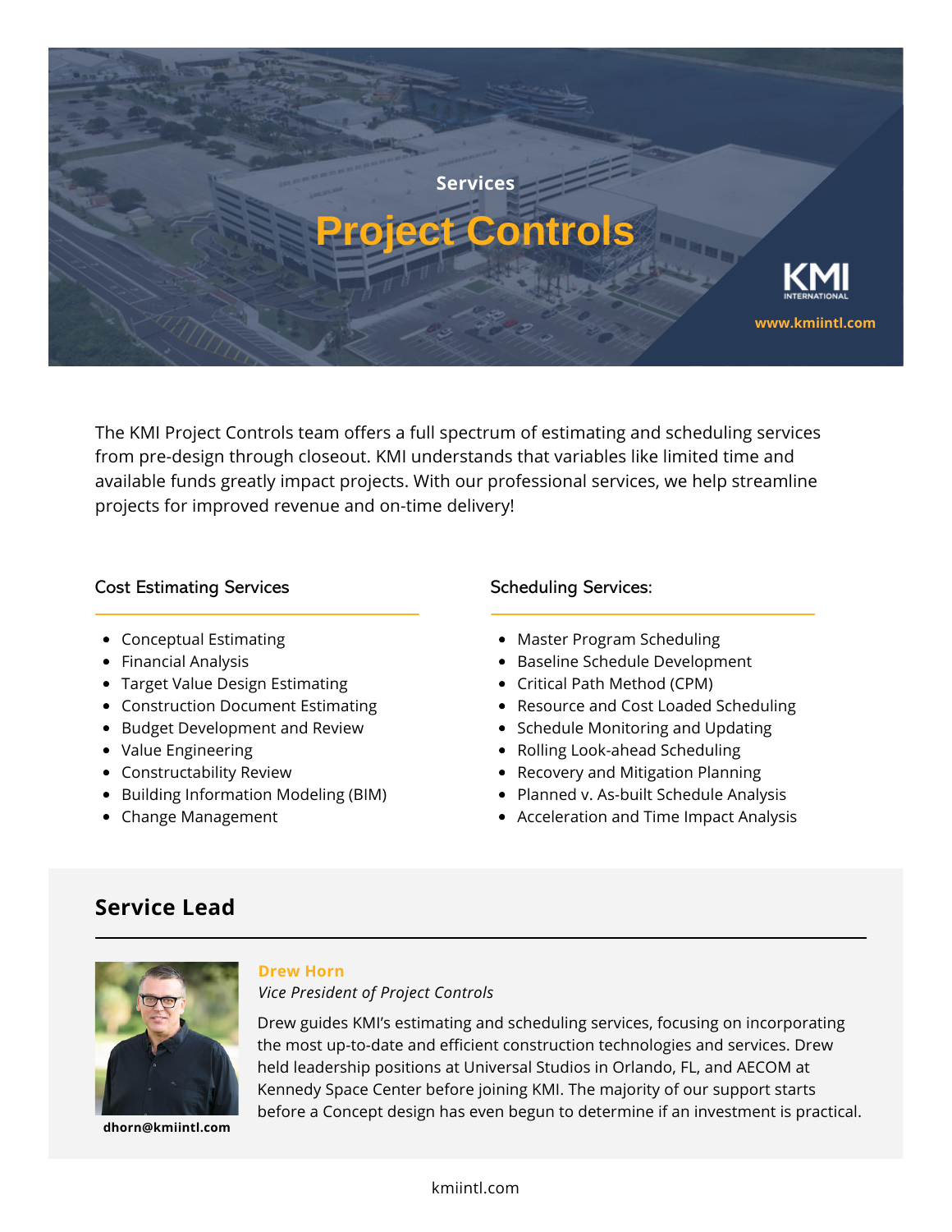Services

# Project Controls

KMI INTERNATIONAL

www.kmiintl.com

The KMI Project Controls team offers a full spectrum of estimating and scheduling services from pre-design through closeout. KMI understands that variables like limited time and available funds greatly impact projects. With our professional services, we help streamline projects for improved revenue and on-time delivery!

### Cost Estimating Services

- Conceptual Estimating
- Financial Analysis
- Target Value Design Estimating
- Construction Document Estimating
- Budget Development and Review
- Value Engineering
- Constructability Review
- Building Information Modeling (BIM)
- Change Management

### Scheduling Services:

- Master Program Scheduling
- Baseline Schedule Development
- Critical Path Method (CPM)
- Resource and Cost Loaded Scheduling
- Schedule Monitoring and Updating
- Rolling Look-ahead Scheduling
- Recovery and Mitigation Planning
- Planned v. As-built Schedule Analysis
- Acceleration and Time Impact Analysis

## Service Lead

**Drew Horn**

*Vice President of Project Controls*

Drew guides KMI's estimating and scheduling services, focusing on incorporating the most up-to-date and efficient construction technologies and services. Drew held leadership positions at Universal Studios in Orlando, FL, and AECOM at Kennedy Space Center before joining KMI. The majority of our support starts before a Concept design has even begun to determine if an investment is practical.

**dhorn@kmiintl.com**

kmiintl.com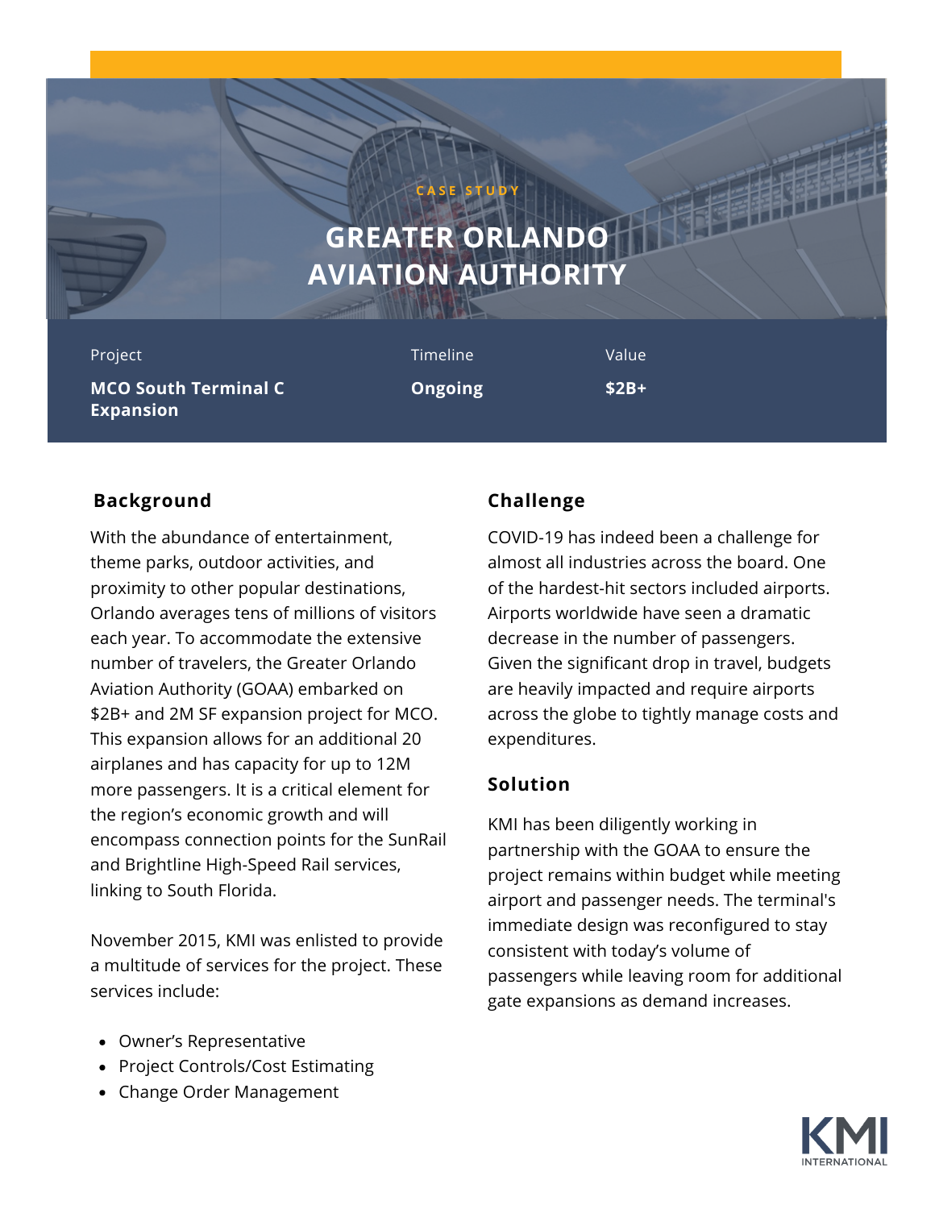CASE STUDY

# GREATER ORLANDO AVIATION AUTHORITY

| Project | Timeline | Value |
| --- | --- | --- |
| **MCO South Terminal C Expansion** | **Ongoing** | **$2B+** |

## Background

With the abundance of entertainment, theme parks, outdoor activities, and proximity to other popular destinations, Orlando averages tens of millions of visitors each year. To accommodate the extensive number of travelers, the Greater Orlando Aviation Authority (GOAA) embarked on $2B+ and 2M SF expansion project for MCO. This expansion allows for an additional 20 airplanes and has capacity for up to 12M more passengers. It is a critical element for the region's economic growth and will encompass connection points for the SunRail and Brightline High-Speed Rail services, linking to South Florida.

November 2015, KMI was enlisted to provide a multitude of services for the project. These services include:

- Owner's Representative
- Project Controls/Cost Estimating
- Change Order Management

## Challenge

COVID-19 has indeed been a challenge for almost all industries across the board. One of the hardest-hit sectors included airports. Airports worldwide have seen a dramatic decrease in the number of passengers. Given the significant drop in travel, budgets are heavily impacted and require airports across the globe to tightly manage costs and expenditures.

## Solution

KMI has been diligently working in partnership with the GOAA to ensure the project remains within budget while meeting airport and passenger needs. The terminal's immediate design was reconfigured to stay consistent with today's volume of passengers while leaving room for additional gate expansions as demand increases.

KMI INTERNATIONAL